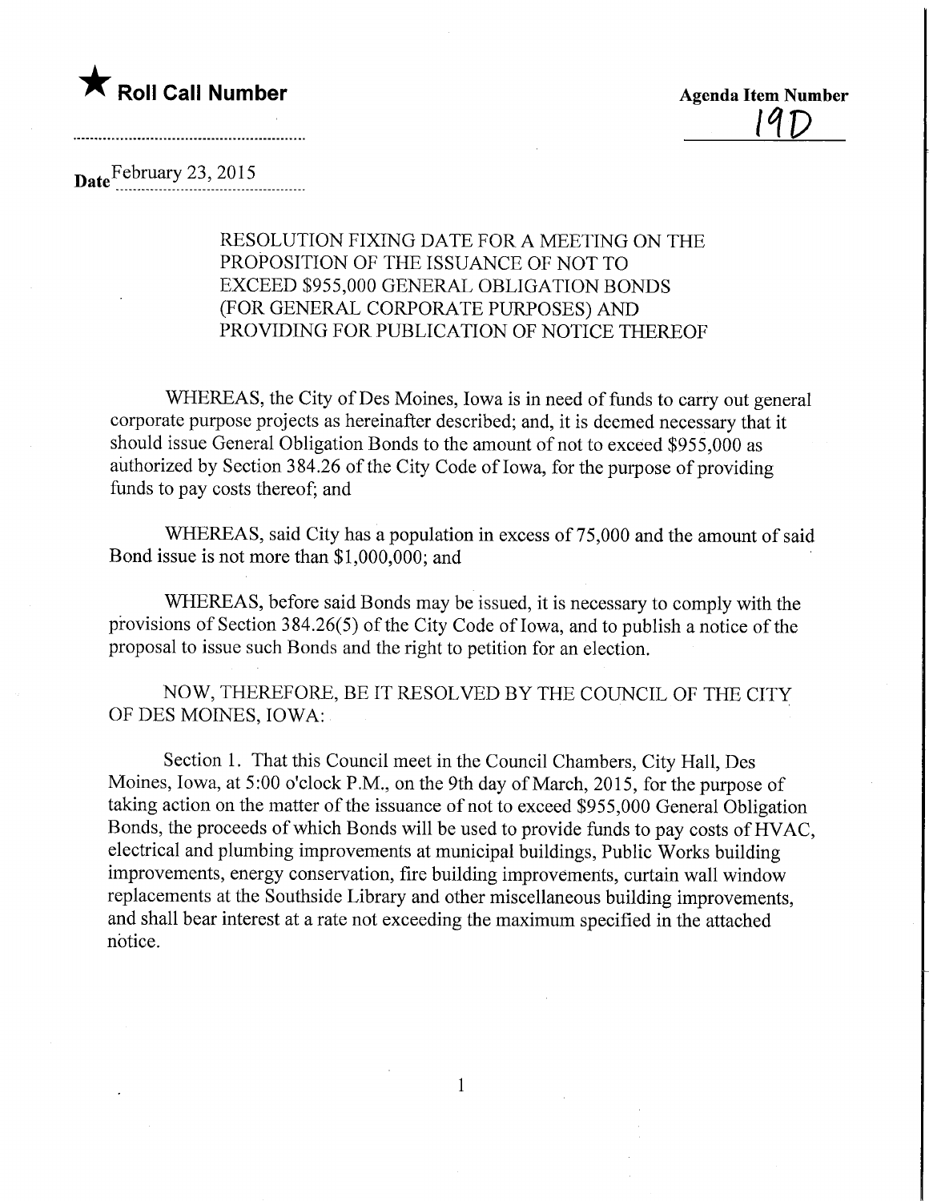★ **Roll Call Number**

**Agenda Item Number** 19D

**Date** February 23, 2015

RESOLUTION FIXING DATE FOR A MEETING ON THE PROPOSITION OF THE ISSUANCE OF NOT TO EXCEED $955,000 GENERAL OBLIGATION BONDS (FOR GENERAL CORPORATE PURPOSES) AND PROVIDING FOR PUBLICATION OF NOTICE THEREOF

WHEREAS, the City of Des Moines, Iowa is in need of funds to carry out general corporate purpose projects as hereinafter described; and, it is deemed necessary that it should issue General Obligation Bonds to the amount of not to exceed $955,000 as authorized by Section 384.26 of the City Code of Iowa, for the purpose of providing funds to pay costs thereof; and

WHEREAS, said City has a population in excess of 75,000 and the amount of said Bond issue is not more than $1,000,000; and

WHEREAS, before said Bonds may be issued, it is necessary to comply with the provisions of Section 384.26(5) of the City Code of Iowa, and to publish a notice of the proposal to issue such Bonds and the right to petition for an election.

NOW, THEREFORE, BE IT RESOLVED BY THE COUNCIL OF THE CITY OF DES MOINES, IOWA:

Section 1. That this Council meet in the Council Chambers, City Hall, Des Moines, Iowa, at 5:00 o'clock P.M., on the 9th day of March, 2015, for the purpose of taking action on the matter of the issuance of not to exceed $955,000 General Obligation Bonds, the proceeds of which Bonds will be used to provide funds to pay costs of HVAC, electrical and plumbing improvements at municipal buildings, Public Works building improvements, energy conservation, fire building improvements, curtain wall window replacements at the Southside Library and other miscellaneous building improvements, and shall bear interest at a rate not exceeding the maximum specified in the attached notice.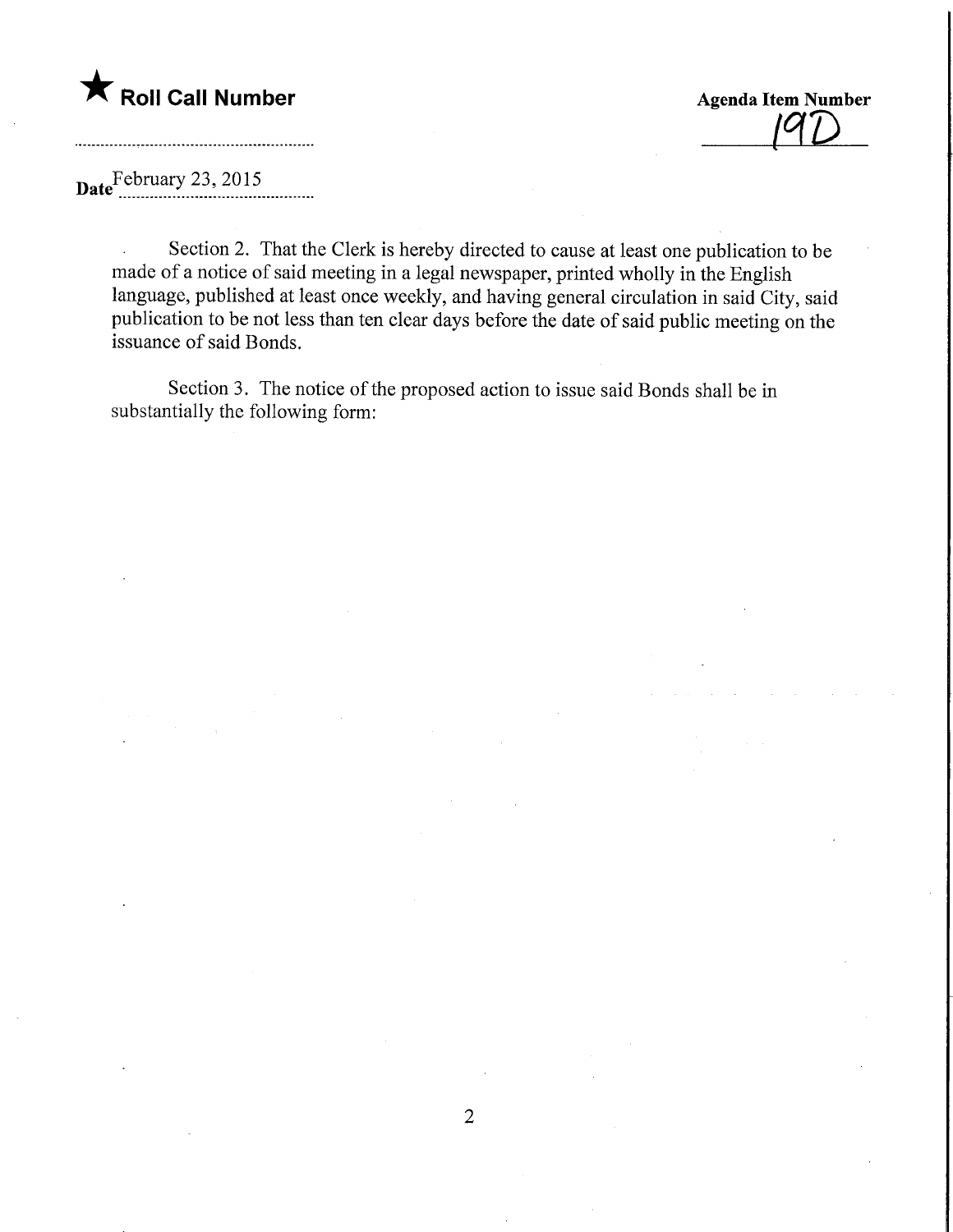★ **Roll Call Number**

**Agenda Item Number**
19D

**Date** February 23, 2015

Section 2. That the Clerk is hereby directed to cause at least one publication to be made of a notice of said meeting in a legal newspaper, printed wholly in the English language, published at least once weekly, and having general circulation in said City, said publication to be not less than ten clear days before the date of said public meeting on the issuance of said Bonds.

Section 3. The notice of the proposed action to issue said Bonds shall be in substantially the following form: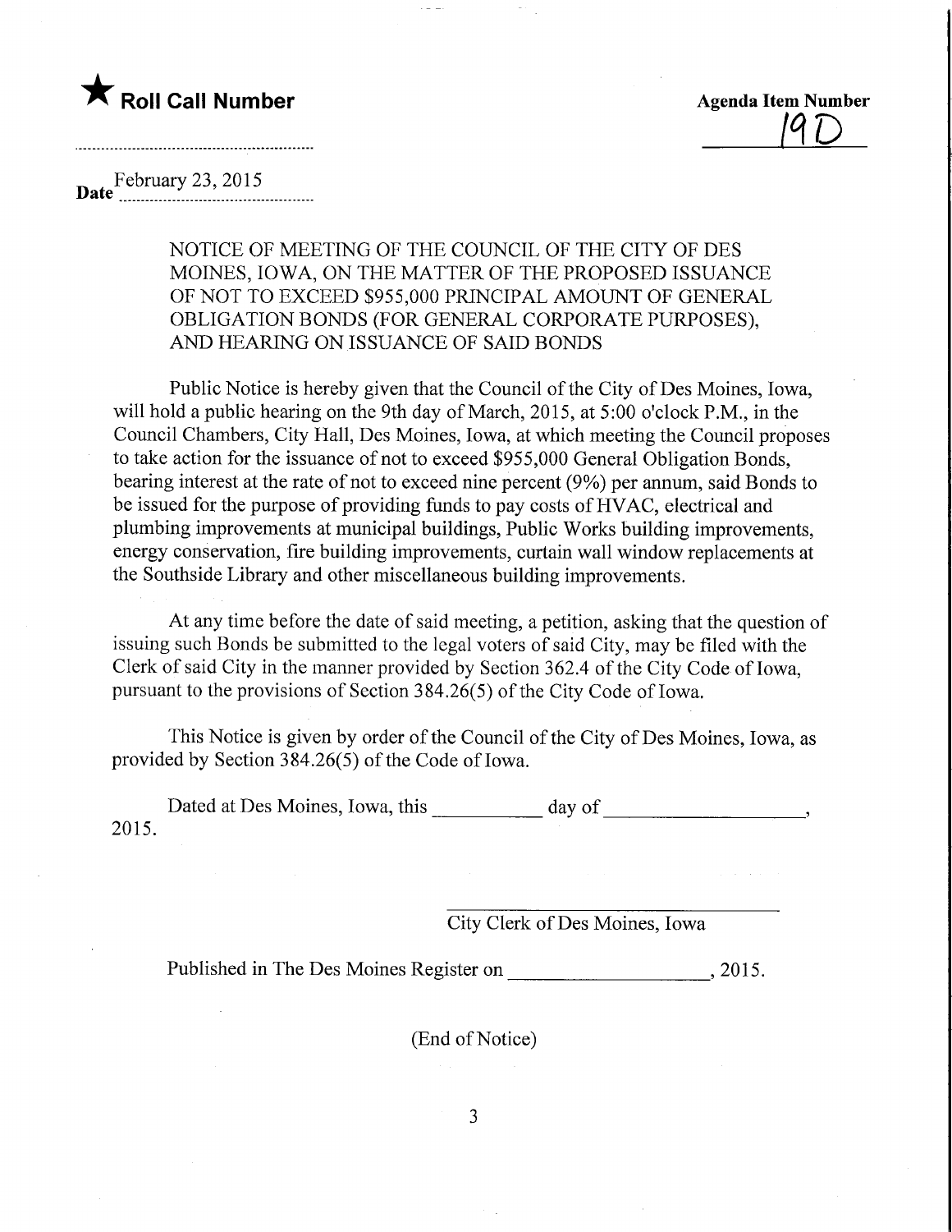★ **Roll Call Number**

**Agenda Item Number**
19D

**Date** February 23, 2015

NOTICE OF MEETING OF THE COUNCIL OF THE CITY OF DES MOINES, IOWA, ON THE MATTER OF THE PROPOSED ISSUANCE OF NOT TO EXCEED $955,000 PRINCIPAL AMOUNT OF GENERAL OBLIGATION BONDS (FOR GENERAL CORPORATE PURPOSES), AND HEARING ON ISSUANCE OF SAID BONDS

Public Notice is hereby given that the Council of the City of Des Moines, Iowa, will hold a public hearing on the 9th day of March, 2015, at 5:00 o'clock P.M., in the Council Chambers, City Hall, Des Moines, Iowa, at which meeting the Council proposes to take action for the issuance of not to exceed $955,000 General Obligation Bonds, bearing interest at the rate of not to exceed nine percent (9%) per annum, said Bonds to be issued for the purpose of providing funds to pay costs of HVAC, electrical and plumbing improvements at municipal buildings, Public Works building improvements, energy conservation, fire building improvements, curtain wall window replacements at the Southside Library and other miscellaneous building improvements.

At any time before the date of said meeting, a petition, asking that the question of issuing such Bonds be submitted to the legal voters of said City, may be filed with the Clerk of said City in the manner provided by Section 362.4 of the City Code of Iowa, pursuant to the provisions of Section 384.26(5) of the City Code of Iowa.

This Notice is given by order of the Council of the City of Des Moines, Iowa, as provided by Section 384.26(5) of the Code of Iowa.

Dated at Des Moines, Iowa, this __________ day of ____________________, 2015.

______________________________
City Clerk of Des Moines, Iowa

Published in The Des Moines Register on ____________________, 2015.

(End of Notice)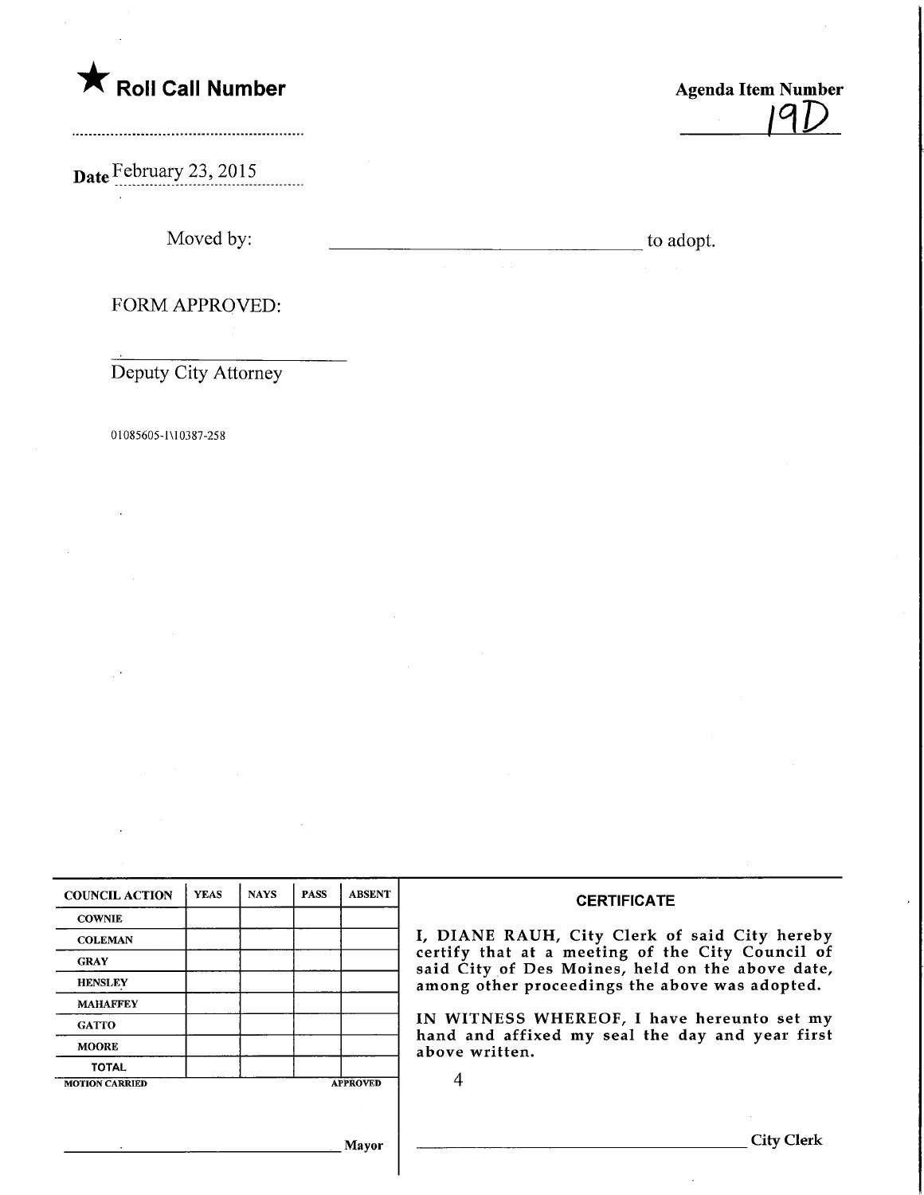★ **Roll Call Number**

**Agenda Item Number**

19D

**Date** February 23, 2015

Moved by: ______________________________ to adopt.

FORM APPROVED:

______________________________

Deputy City Attorney

01085605-1\10387-258

| COUNCIL ACTION | YEAS | NAYS | PASS | ABSENT |
|---|---|---|---|---|
| COWNIE | | | | |
| COLEMAN | | | | |
| GRAY | | | | |
| HENSLEY | | | | |
| MAHAFFEY | | | | |
| GATTO | | | | |
| MOORE | | | | |
| TOTAL | | | | |
| MOTION CARRIED | | | | APPROVED |

______________________________ **Mayor**

**CERTIFICATE**

I, DIANE RAUH, City Clerk of said City hereby certify that at a meeting of the City Council of said City of Des Moines, held on the above date, among other proceedings the above was adopted.

IN WITNESS WHEREOF, I have hereunto set my hand and affixed my seal the day and year first above written.

______________________________ **City Clerk**